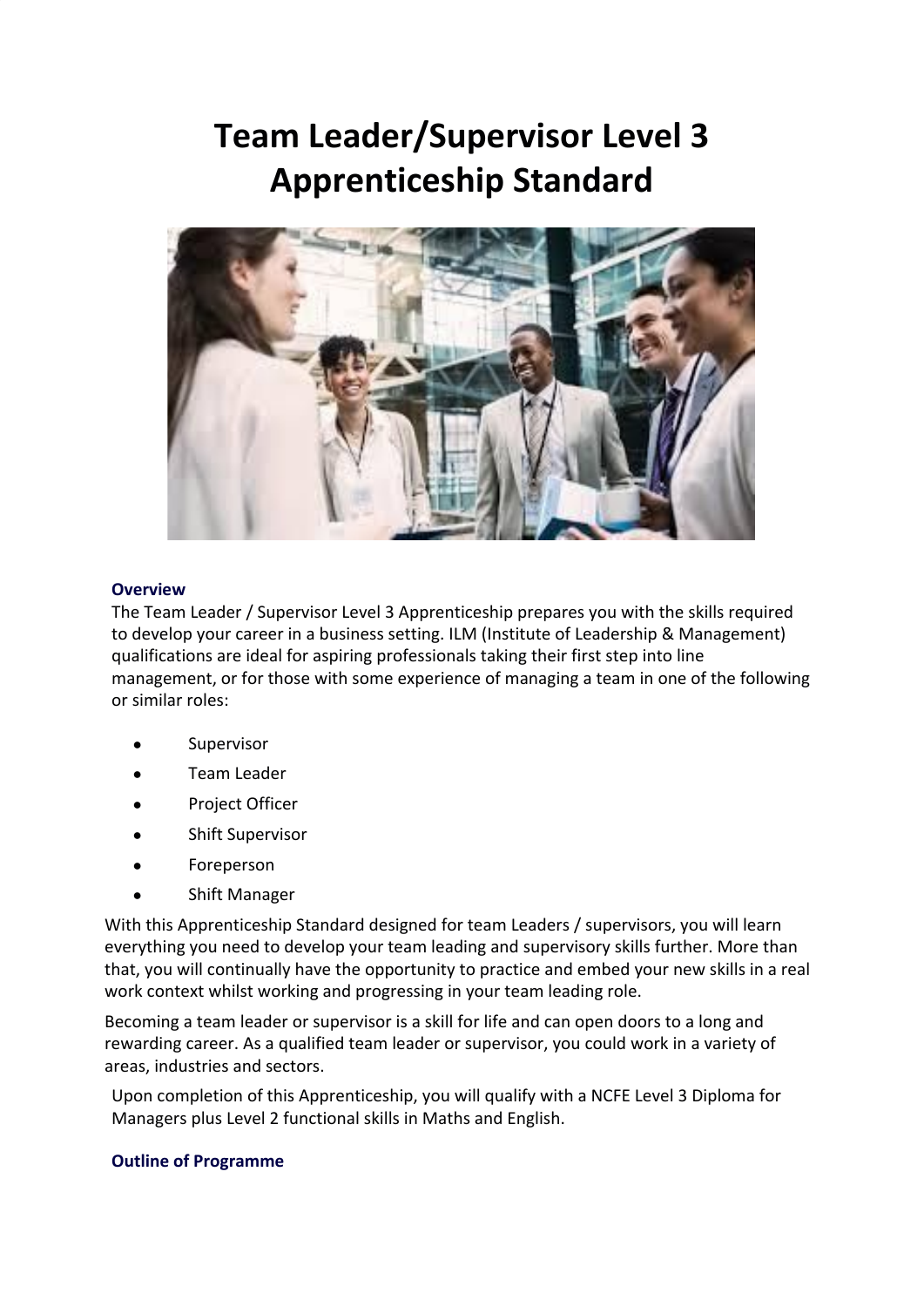# Team Leader/Supervisor Level 3 Apprenticeship Standard

## Overview

The Team Leader / Supervisor Level 3 Apprenticeship prepares you with the skills required to develop your career in a business setting. ILM (Institute of Leadership & Management) qualifications are ideal for aspiring professionals taking their first step into line management, or for those with some experience of managing a team in one of the following or similar roles:

- Supervisor
- Team Leader
- Project Officer
- Shift Supervisor
- Foreperson
- Shift Manager

With this Apprenticeship Standard designed for team Leaders / supervisors, you will learn everything you need to develop your team leading and supervisory skills further. More than that, you will continually have the opportunity to practice and embed your new skills in a real work context whilst working and progressing in your team leading role.

Becoming a team leader or supervisor is a skill for life and can open doors to a long and rewarding career. As a qualified team leader or supervisor, you could work in a variety of areas, industries and sectors.

Upon completion of this Apprenticeship, you will qualify with a NCFE Level 3 Diploma for Managers plus Level 2 functional skills in Maths and English.

## Outline of Programme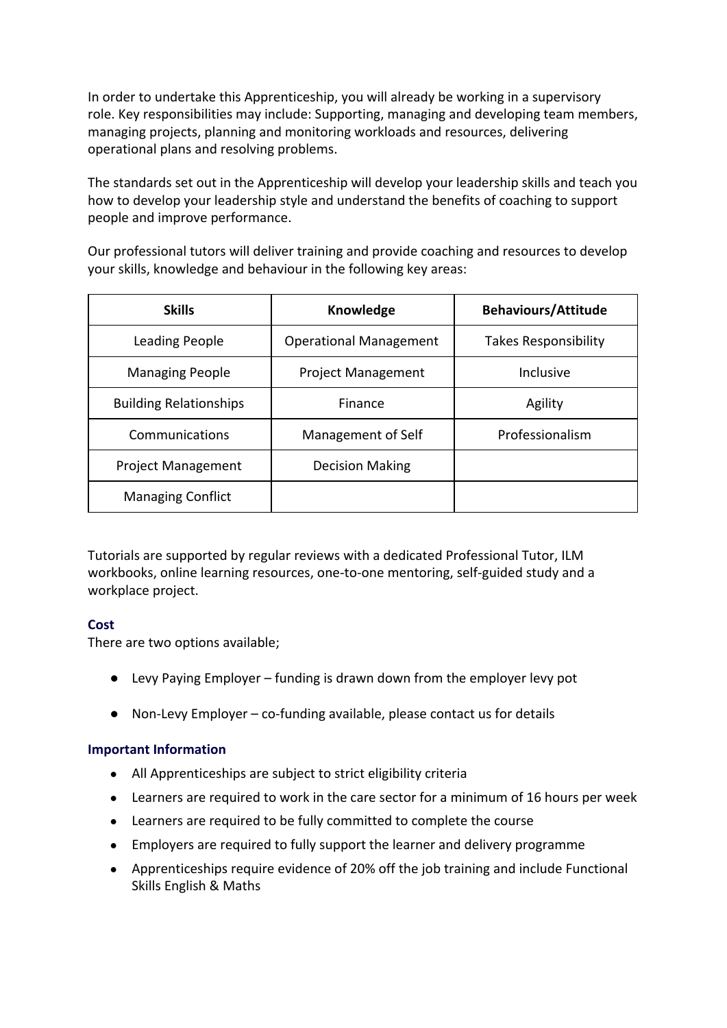In order to undertake this Apprenticeship, you will already be working in a supervisory role. Key responsibilities may include: Supporting, managing and developing team members, managing projects, planning and monitoring workloads and resources, delivering operational plans and resolving problems.

The standards set out in the Apprenticeship will develop your leadership skills and teach you how to develop your leadership style and understand the benefits of coaching to support people and improve performance.

Our professional tutors will deliver training and provide coaching and resources to develop your skills, knowledge and behaviour in the following key areas:

| Skills | Knowledge | Behaviours/Attitude |
|---|---|---|
| Leading People | Operational Management | Takes Responsibility |
| Managing People | Project Management | Inclusive |
| Building Relationships | Finance | Agility |
| Communications | Management of Self | Professionalism |
| Project Management | Decision Making | |
| Managing Conflict | | |

Tutorials are supported by regular reviews with a dedicated Professional Tutor, ILM workbooks, online learning resources, one-to-one mentoring, self-guided study and a workplace project.

**Cost**

There are two options available;

- Levy Paying Employer – funding is drawn down from the employer levy pot
- Non-Levy Employer – co-funding available, please contact us for details

**Important Information**

- All Apprenticeships are subject to strict eligibility criteria
- Learners are required to work in the care sector for a minimum of 16 hours per week
- Learners are required to be fully committed to complete the course
- Employers are required to fully support the learner and delivery programme
- Apprenticeships require evidence of 20% off the job training and include Functional Skills English & Maths